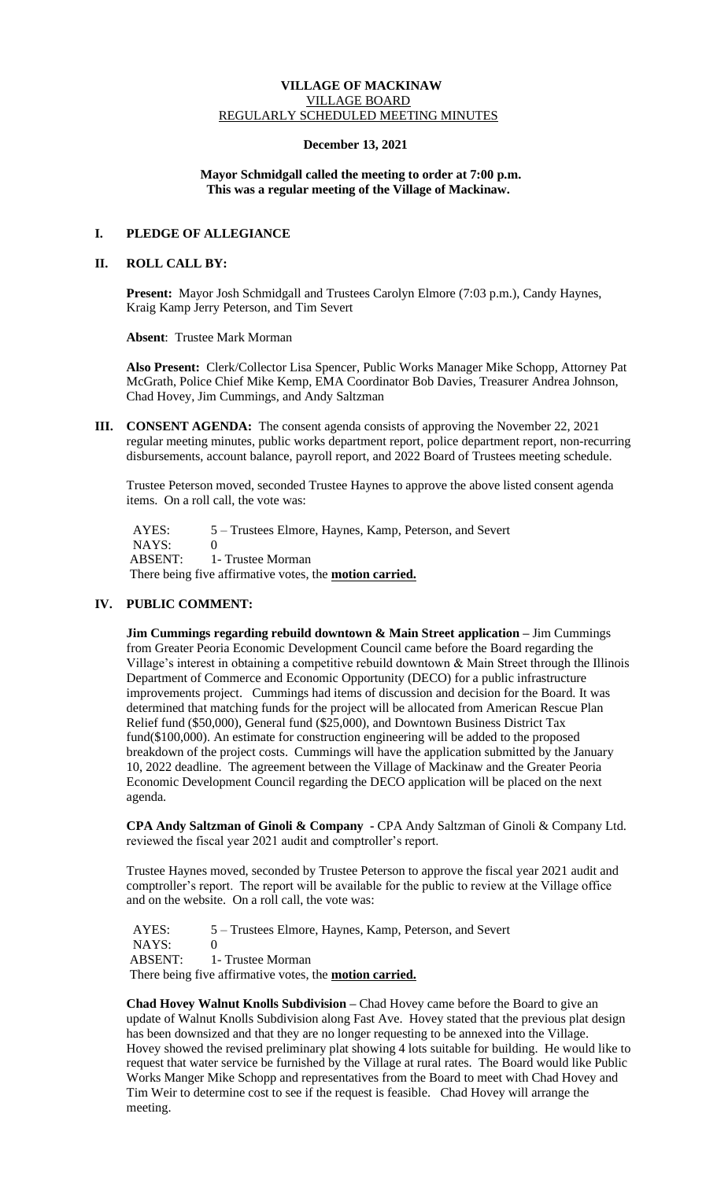**VILLAGE OF MACKINAW**
VILLAGE BOARD
REGULARLY SCHEDULED MEETING MINUTES

**December 13, 2021**

**Mayor Schmidgall called the meeting to order at 7:00 p.m.**
**This was a regular meeting of the Village of Mackinaw.**

## I. PLEDGE OF ALLEGIANCE

## II. ROLL CALL BY:

**Present:** Mayor Josh Schmidgall and Trustees Carolyn Elmore (7:03 p.m.), Candy Haynes, Kraig Kamp Jerry Peterson, and Tim Severt

**Absent**: Trustee Mark Morman

**Also Present:** Clerk/Collector Lisa Spencer, Public Works Manager Mike Schopp, Attorney Pat McGrath, Police Chief Mike Kemp, EMA Coordinator Bob Davies, Treasurer Andrea Johnson, Chad Hovey, Jim Cummings, and Andy Saltzman

## III. CONSENT AGENDA:

The consent agenda consists of approving the November 22, 2021 regular meeting minutes, public works department report, police department report, non-recurring disbursements, account balance, payroll report, and 2022 Board of Trustees meeting schedule.

Trustee Peterson moved, seconded Trustee Haynes to approve the above listed consent agenda items. On a roll call, the vote was:

AYES: 5 – Trustees Elmore, Haynes, Kamp, Peterson, and Severt
NAYS: 0
ABSENT: 1- Trustee Morman
There being five affirmative votes, the **motion carried.**

## IV. PUBLIC COMMENT:

**Jim Cummings regarding rebuild downtown & Main Street application –** Jim Cummings from Greater Peoria Economic Development Council came before the Board regarding the Village's interest in obtaining a competitive rebuild downtown & Main Street through the Illinois Department of Commerce and Economic Opportunity (DECO) for a public infrastructure improvements project. Cummings had items of discussion and decision for the Board. It was determined that matching funds for the project will be allocated from American Rescue Plan Relief fund ($50,000), General fund ($25,000), and Downtown Business District Tax fund($100,000). An estimate for construction engineering will be added to the proposed breakdown of the project costs. Cummings will have the application submitted by the January 10, 2022 deadline. The agreement between the Village of Mackinaw and the Greater Peoria Economic Development Council regarding the DECO application will be placed on the next agenda.

**CPA Andy Saltzman of Ginoli & Company** - CPA Andy Saltzman of Ginoli & Company Ltd. reviewed the fiscal year 2021 audit and comptroller's report.

Trustee Haynes moved, seconded by Trustee Peterson to approve the fiscal year 2021 audit and comptroller's report. The report will be available for the public to review at the Village office and on the website. On a roll call, the vote was:

AYES: 5 – Trustees Elmore, Haynes, Kamp, Peterson, and Severt
NAYS: 0
ABSENT: 1- Trustee Morman
There being five affirmative votes, the **motion carried.**

**Chad Hovey Walnut Knolls Subdivision –** Chad Hovey came before the Board to give an update of Walnut Knolls Subdivision along Fast Ave. Hovey stated that the previous plat design has been downsized and that they are no longer requesting to be annexed into the Village. Hovey showed the revised preliminary plat showing 4 lots suitable for building. He would like to request that water service be furnished by the Village at rural rates. The Board would like Public Works Manger Mike Schopp and representatives from the Board to meet with Chad Hovey and Tim Weir to determine cost to see if the request is feasible. Chad Hovey will arrange the meeting.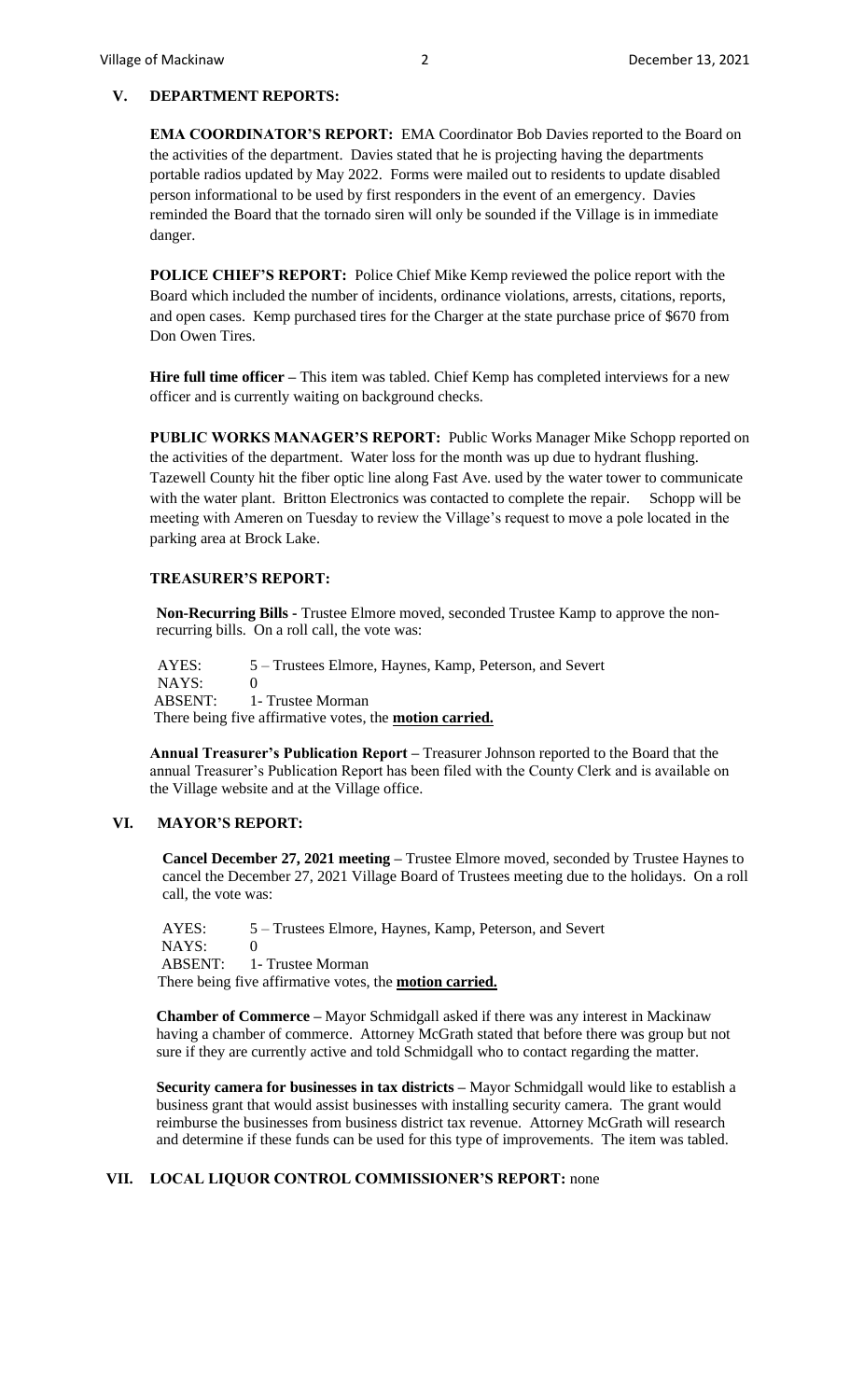## V. DEPARTMENT REPORTS:

**EMA COORDINATOR'S REPORT:** EMA Coordinator Bob Davies reported to the Board on the activities of the department. Davies stated that he is projecting having the departments portable radios updated by May 2022. Forms were mailed out to residents to update disabled person informational to be used by first responders in the event of an emergency. Davies reminded the Board that the tornado siren will only be sounded if the Village is in immediate danger.

**POLICE CHIEF'S REPORT:** Police Chief Mike Kemp reviewed the police report with the Board which included the number of incidents, ordinance violations, arrests, citations, reports, and open cases. Kemp purchased tires for the Charger at the state purchase price of $670 from Don Owen Tires.

**Hire full time officer –** This item was tabled. Chief Kemp has completed interviews for a new officer and is currently waiting on background checks.

**PUBLIC WORKS MANAGER'S REPORT:** Public Works Manager Mike Schopp reported on the activities of the department. Water loss for the month was up due to hydrant flushing. Tazewell County hit the fiber optic line along Fast Ave. used by the water tower to communicate with the water plant. Britton Electronics was contacted to complete the repair. Schopp will be meeting with Ameren on Tuesday to review the Village's request to move a pole located in the parking area at Brock Lake.

**TREASURER'S REPORT:**

**Non-Recurring Bills -** Trustee Elmore moved, seconded Trustee Kamp to approve the non-recurring bills. On a roll call, the vote was:

AYES: 5 – Trustees Elmore, Haynes, Kamp, Peterson, and Severt
NAYS: 0
ABSENT: 1- Trustee Morman
There being five affirmative votes, the **motion carried.**

**Annual Treasurer's Publication Report –** Treasurer Johnson reported to the Board that the annual Treasurer's Publication Report has been filed with the County Clerk and is available on the Village website and at the Village office.

## VI. MAYOR'S REPORT:

**Cancel December 27, 2021 meeting –** Trustee Elmore moved, seconded by Trustee Haynes to cancel the December 27, 2021 Village Board of Trustees meeting due to the holidays. On a roll call, the vote was:

AYES: 5 – Trustees Elmore, Haynes, Kamp, Peterson, and Severt
NAYS: 0
ABSENT: 1- Trustee Morman
There being five affirmative votes, the **motion carried.**

**Chamber of Commerce –** Mayor Schmidgall asked if there was any interest in Mackinaw having a chamber of commerce. Attorney McGrath stated that before there was group but not sure if they are currently active and told Schmidgall who to contact regarding the matter.

**Security camera for businesses in tax districts –** Mayor Schmidgall would like to establish a business grant that would assist businesses with installing security camera. The grant would reimburse the businesses from business district tax revenue. Attorney McGrath will research and determine if these funds can be used for this type of improvements. The item was tabled.

## VII. LOCAL LIQUOR CONTROL COMMISSIONER'S REPORT: none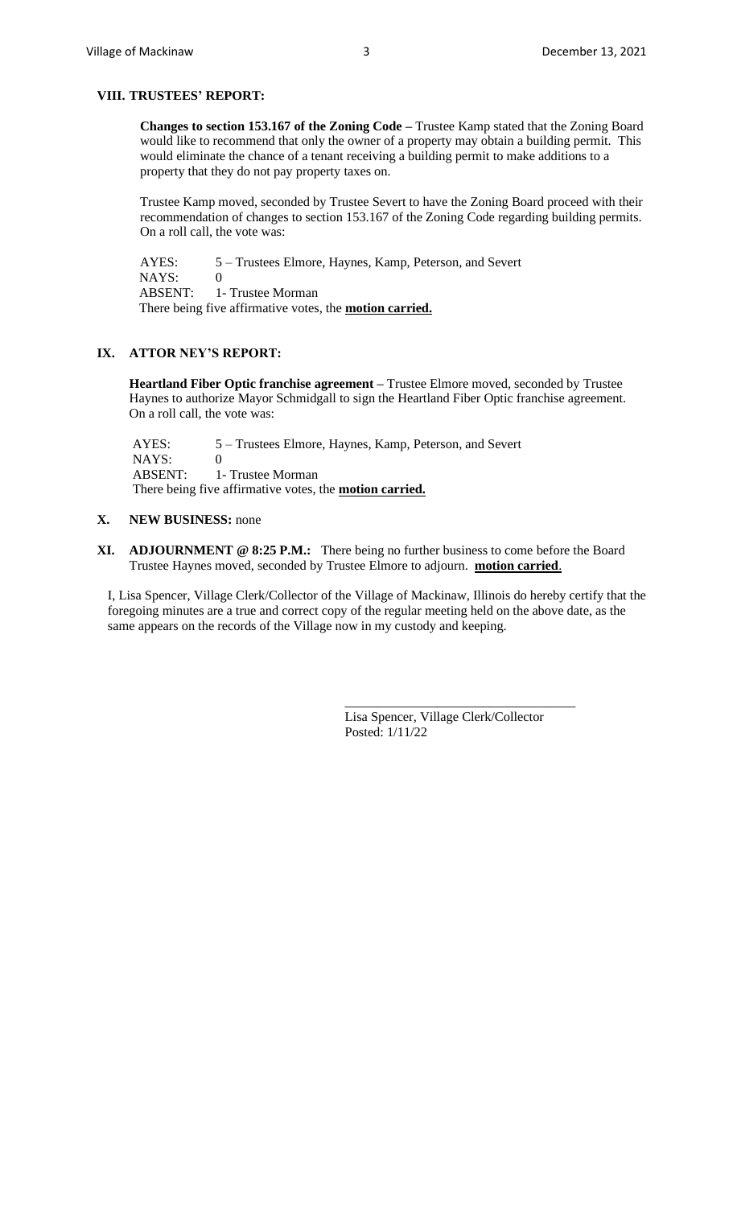**VIII. TRUSTEES' REPORT:**

**Changes to section 153.167 of the Zoning Code –** Trustee Kamp stated that the Zoning Board would like to recommend that only the owner of a property may obtain a building permit. This would eliminate the chance of a tenant receiving a building permit to make additions to a property that they do not pay property taxes on.

Trustee Kamp moved, seconded by Trustee Severt to have the Zoning Board proceed with their recommendation of changes to section 153.167 of the Zoning Code regarding building permits. On a roll call, the vote was:

AYES: 5 – Trustees Elmore, Haynes, Kamp, Peterson, and Severt
NAYS: 0
ABSENT: 1- Trustee Morman
There being five affirmative votes, the **motion carried.**

**IX. ATTOR NEY'S REPORT:**

**Heartland Fiber Optic franchise agreement –** Trustee Elmore moved, seconded by Trustee Haynes to authorize Mayor Schmidgall to sign the Heartland Fiber Optic franchise agreement. On a roll call, the vote was:

AYES: 5 – Trustees Elmore, Haynes, Kamp, Peterson, and Severt
NAYS: 0
ABSENT: 1- Trustee Morman
There being five affirmative votes, the **motion carried.**

**X. NEW BUSINESS:** none

**XI. ADJOURNMENT @ 8:25 P.M.:** There being no further business to come before the Board Trustee Haynes moved, seconded by Trustee Elmore to adjourn. **motion carried**.

I, Lisa Spencer, Village Clerk/Collector of the Village of Mackinaw, Illinois do hereby certify that the foregoing minutes are a true and correct copy of the regular meeting held on the above date, as the same appears on the records of the Village now in my custody and keeping.

\_\_\_\_\_\_\_\_\_\_\_\_\_\_\_\_\_\_\_\_\_\_\_\_\_\_\_\_\_\_\_\_\_\_\_

Lisa Spencer, Village Clerk/Collector
Posted: 1/11/22